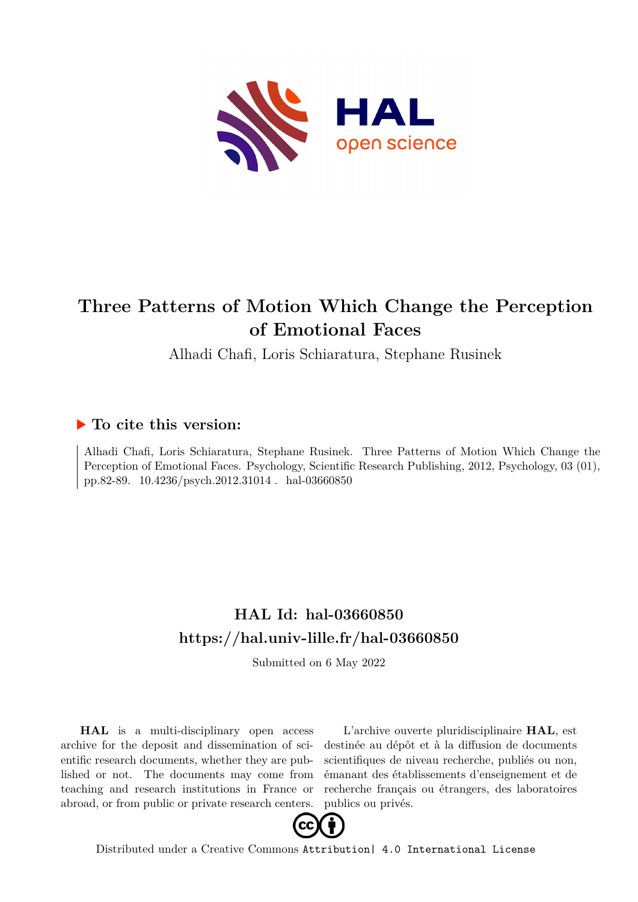# Three Patterns of Motion Which Change the Perception of Emotional Faces

Alhadi Chafi, Loris Schiaratura, Stephane Rusinek

## ▶ To cite this version:

Alhadi Chafi, Loris Schiaratura, Stephane Rusinek. Three Patterns of Motion Which Change the Perception of Emotional Faces. Psychology, Scientific Research Publishing, 2012, Psychology, 03 (01), pp.82-89. 10.4236/psych.2012.31014 . hal-03660850

## HAL Id: hal-03660850

## https://hal.univ-lille.fr/hal-03660850

Submitted on 6 May 2022

**HAL** is a multi-disciplinary open access archive for the deposit and dissemination of scientific research documents, whether they are published or not. The documents may come from teaching and research institutions in France or abroad, or from public or private research centers.

L'archive ouverte pluridisciplinaire **HAL**, est destinée au dépôt et à la diffusion de documents scientifiques de niveau recherche, publiés ou non, émanant des établissements d'enseignement et de recherche français ou étrangers, des laboratoires publics ou privés.

Distributed under a Creative Commons Attribution| 4.0 International License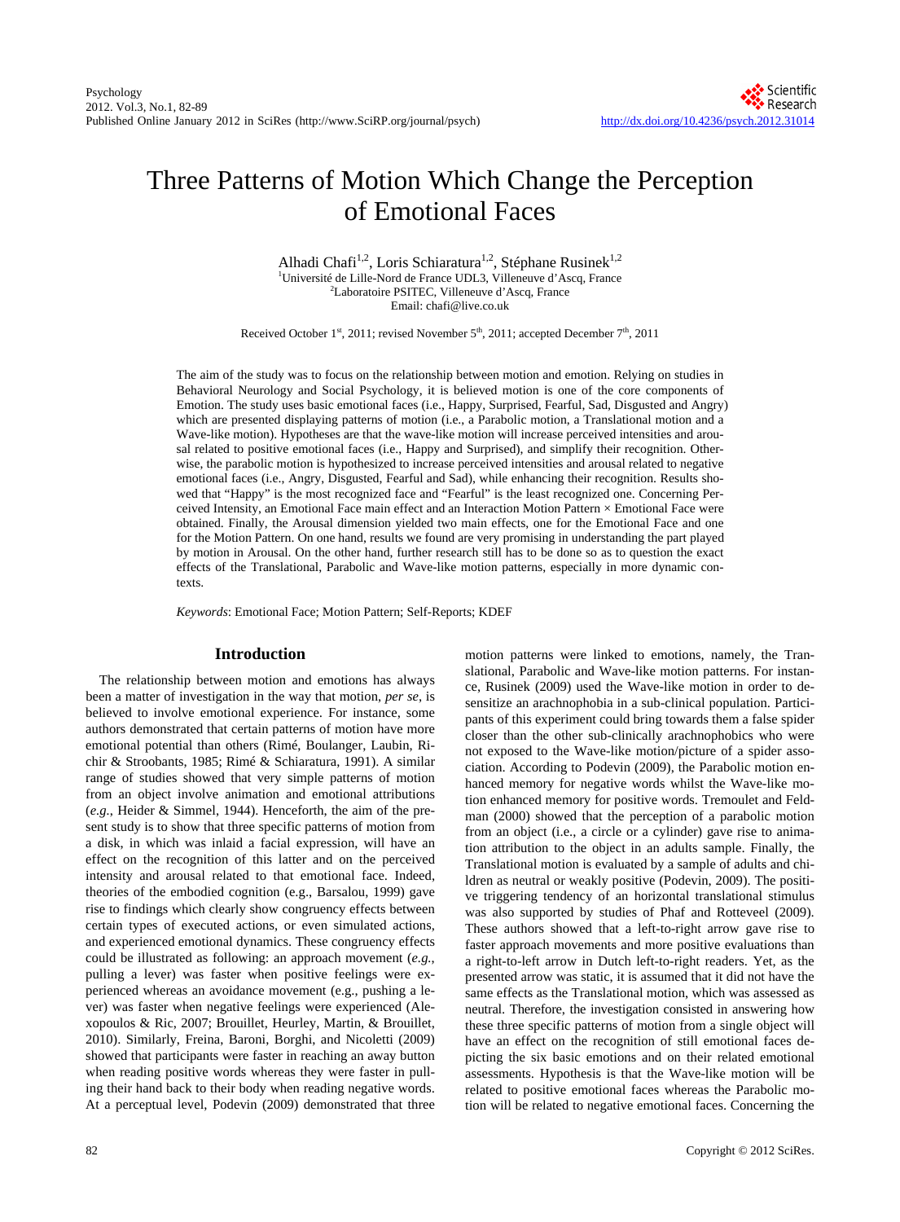# Three Patterns of Motion Which Change the Perception of Emotional Faces

Alhadi Chafi[1,2], Loris Schiaratura[1,2], Stéphane Rusinek[1,2]

[1]Université de Lille-Nord de France UDL3, Villeneuve d'Ascq, France

[2]Laboratoire PSITEC, Villeneuve d'Ascq, France

Email: chafi@live.co.uk

Received October 1st, 2011; revised November 5th, 2011; accepted December 7th, 2011

The aim of the study was to focus on the relationship between motion and emotion. Relying on studies in Behavioral Neurology and Social Psychology, it is believed motion is one of the core components of Emotion. The study uses basic emotional faces (i.e., Happy, Surprised, Fearful, Sad, Disgusted and Angry) which are presented displaying patterns of motion (i.e., a Parabolic motion, a Translational motion and a Wave-like motion). Hypotheses are that the wave-like motion will increase perceived intensities and arousal related to positive emotional faces (i.e., Happy and Surprised), and simplify their recognition. Otherwise, the parabolic motion is hypothesized to increase perceived intensities and arousal related to negative emotional faces (i.e., Angry, Disgusted, Fearful and Sad), while enhancing their recognition. Results showed that "Happy" is the most recognized face and "Fearful" is the least recognized one. Concerning Perceived Intensity, an Emotional Face main effect and an Interaction Motion Pattern × Emotional Face were obtained. Finally, the Arousal dimension yielded two main effects, one for the Emotional Face and one for the Motion Pattern. On one hand, results we found are very promising in understanding the part played by motion in Arousal. On the other hand, further research still has to be done so as to question the exact effects of the Translational, Parabolic and Wave-like motion patterns, especially in more dynamic contexts.

*Keywords*: Emotional Face; Motion Pattern; Self-Reports; KDEF

## Introduction

The relationship between motion and emotions has always been a matter of investigation in the way that motion, *per se*, is believed to involve emotional experience. For instance, some authors demonstrated that certain patterns of motion have more emotional potential than others (Rimé, Boulanger, Laubin, Richir & Stroobants, 1985; Rimé & Schiaratura, 1991). A similar range of studies showed that very simple patterns of motion from an object involve animation and emotional attributions (*e.g.*, Heider & Simmel, 1944). Henceforth, the aim of the present study is to show that three specific patterns of motion from a disk, in which was inlaid a facial expression, will have an effect on the recognition of this latter and on the perceived intensity and arousal related to that emotional face. Indeed, theories of the embodied cognition (e.g., Barsalou, 1999) gave rise to findings which clearly show congruency effects between certain types of executed actions, or even simulated actions, and experienced emotional dynamics. These congruency effects could be illustrated as following: an approach movement (*e.g.*, pulling a lever) was faster when positive feelings were experienced whereas an avoidance movement (e.g., pushing a lever) was faster when negative feelings were experienced (Alexopoulos & Ric, 2007; Brouillet, Heurley, Martin, & Brouillet, 2010). Similarly, Freina, Baroni, Borghi, and Nicoletti (2009) showed that participants were faster in reaching an away button when reading positive words whereas they were faster in pulling their hand back to their body when reading negative words. At a perceptual level, Podevin (2009) demonstrated that three motion patterns were linked to emotions, namely, the Translational, Parabolic and Wave-like motion patterns. For instance, Rusinek (2009) used the Wave-like motion in order to desensitize an arachnophobia in a sub-clinical population. Participants of this experiment could bring towards them a false spider closer than the other sub-clinically arachnophobics who were not exposed to the Wave-like motion/picture of a spider association. According to Podevin (2009), the Parabolic motion enhanced memory for negative words whilst the Wave-like motion enhanced memory for positive words. Tremoulet and Feldman (2000) showed that the perception of a parabolic motion from an object (i.e., a circle or a cylinder) gave rise to animation attribution to the object in an adults sample. Finally, the Translational motion is evaluated by a sample of adults and children as neutral or weakly positive (Podevin, 2009). The positive triggering tendency of an horizontal translational stimulus was also supported by studies of Phaf and Rotteveel (2009). These authors showed that a left-to-right arrow gave rise to faster approach movements and more positive evaluations than a right-to-left arrow in Dutch left-to-right readers. Yet, as the presented arrow was static, it is assumed that it did not have the same effects as the Translational motion, which was assessed as neutral. Therefore, the investigation consisted in answering how these three specific patterns of motion from a single object will have an effect on the recognition of still emotional faces depicting the six basic emotions and on their related emotional assessments. Hypothesis is that the Wave-like motion will be related to positive emotional faces whereas the Parabolic motion will be related to negative emotional faces. Concerning the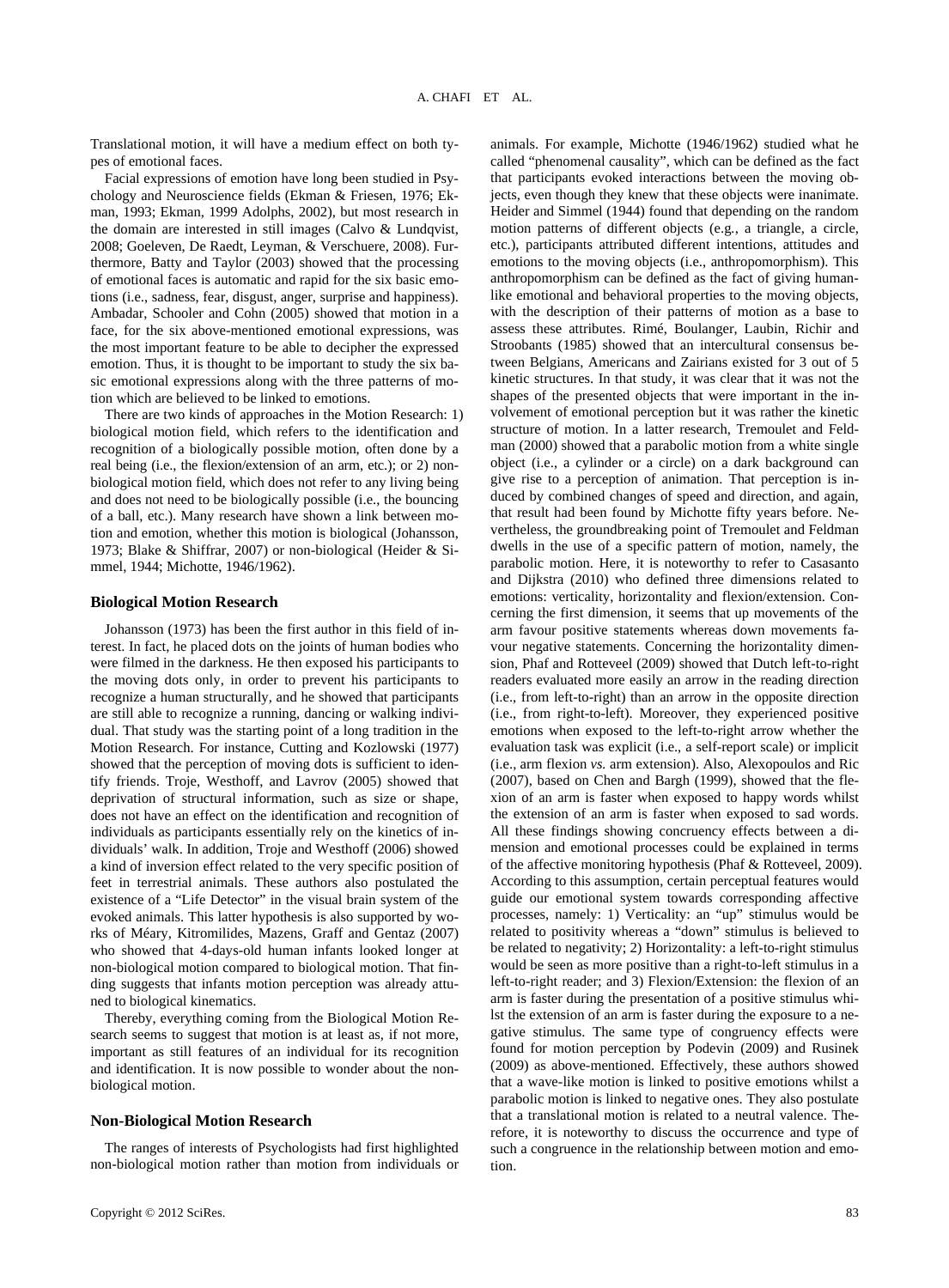Translational motion, it will have a medium effect on both types of emotional faces.

Facial expressions of emotion have long been studied in Psychology and Neuroscience fields (Ekman & Friesen, 1976; Ekman, 1993; Ekman, 1999 Adolphs, 2002), but most research in the domain are interested in still images (Calvo & Lundqvist, 2008; Goeleven, De Raedt, Leyman, & Verschuere, 2008). Furthermore, Batty and Taylor (2003) showed that the processing of emotional faces is automatic and rapid for the six basic emotions (i.e., sadness, fear, disgust, anger, surprise and happiness). Ambadar, Schooler and Cohn (2005) showed that motion in a face, for the six above-mentioned emotional expressions, was the most important feature to be able to decipher the expressed emotion. Thus, it is thought to be important to study the six basic emotional expressions along with the three patterns of motion which are believed to be linked to emotions.

There are two kinds of approaches in the Motion Research: 1) biological motion field, which refers to the identification and recognition of a biologically possible motion, often done by a real being (i.e., the flexion/extension of an arm, etc.); or 2) non-biological motion field, which does not refer to any living being and does not need to be biologically possible (i.e., the bouncing of a ball, etc.). Many research have shown a link between motion and emotion, whether this motion is biological (Johansson, 1973; Blake & Shiffrar, 2007) or non-biological (Heider & Simmel, 1944; Michotte, 1946/1962).

### Biological Motion Research

Johansson (1973) has been the first author in this field of interest. In fact, he placed dots on the joints of human bodies who were filmed in the darkness. He then exposed his participants to the moving dots only, in order to prevent his participants to recognize a human structurally, and he showed that participants are still able to recognize a running, dancing or walking individual. That study was the starting point of a long tradition in the Motion Research. For instance, Cutting and Kozlowski (1977) showed that the perception of moving dots is sufficient to identify friends. Troje, Westhoff, and Lavrov (2005) showed that deprivation of structural information, such as size or shape, does not have an effect on the identification and recognition of individuals as participants essentially rely on the kinetics of individuals' walk. In addition, Troje and Westhoff (2006) showed a kind of inversion effect related to the very specific position of feet in terrestrial animals. These authors also postulated the existence of a "Life Detector" in the visual brain system of the evoked animals. This latter hypothesis is also supported by works of Méary, Kitromilides, Mazens, Graff and Gentaz (2007) who showed that 4-days-old human infants looked longer at non-biological motion compared to biological motion. That finding suggests that infants motion perception was already attuned to biological kinematics.

Thereby, everything coming from the Biological Motion Research seems to suggest that motion is at least as, if not more, important as still features of an individual for its recognition and identification. It is now possible to wonder about the non-biological motion.

### Non-Biological Motion Research

The ranges of interests of Psychologists had first highlighted non-biological motion rather than motion from individuals or animals. For example, Michotte (1946/1962) studied what he called "phenomenal causality", which can be defined as the fact that participants evoked interactions between the moving objects, even though they knew that these objects were inanimate. Heider and Simmel (1944) found that depending on the random motion patterns of different objects (e.g., a triangle, a circle, etc.), participants attributed different intentions, attitudes and emotions to the moving objects (i.e., anthropomorphism). This anthropomorphism can be defined as the fact of giving human-like emotional and behavioral properties to the moving objects, with the description of their patterns of motion as a base to assess these attributes. Rimé, Boulanger, Laubin, Richir and Stroobants (1985) showed that an intercultural consensus between Belgians, Americans and Zairians existed for 3 out of 5 kinetic structures. In that study, it was clear that it was not the shapes of the presented objects that were important in the involvement of emotional perception but it was rather the kinetic structure of motion. In a latter research, Tremoulet and Feldman (2000) showed that a parabolic motion from a white single object (i.e., a cylinder or a circle) on a dark background can give rise to a perception of animation. That perception is induced by combined changes of speed and direction, and again, that result had been found by Michotte fifty years before. Nevertheless, the groundbreaking point of Tremoulet and Feldman dwells in the use of a specific pattern of motion, namely, the parabolic motion. Here, it is noteworthy to refer to Casasanto and Dijkstra (2010) who defined three dimensions related to emotions: verticality, horizontality and flexion/extension. Concerning the first dimension, it seems that up movements of the arm favour positive statements whereas down movements favour negative statements. Concerning the horizontality dimension, Phaf and Rotteveel (2009) showed that Dutch left-to-right readers evaluated more easily an arrow in the reading direction (i.e., from left-to-right) than an arrow in the opposite direction (i.e., from right-to-left). Moreover, they experienced positive emotions when exposed to the left-to-right arrow whether the evaluation task was explicit (i.e., a self-report scale) or implicit (i.e., arm flexion *vs.* arm extension). Also, Alexopoulos and Ric (2007), based on Chen and Bargh (1999), showed that the flexion of an arm is faster when exposed to happy words whilst the extension of an arm is faster when exposed to sad words. All these findings showing concruency effects between a dimension and emotional processes could be explained in terms of the affective monitoring hypothesis (Phaf & Rotteveel, 2009). According to this assumption, certain perceptual features would guide our emotional system towards corresponding affective processes, namely: 1) Verticality: an "up" stimulus would be related to positivity whereas a "down" stimulus is believed to be related to negativity; 2) Horizontality: a left-to-right stimulus would be seen as more positive than a right-to-left stimulus in a left-to-right reader; and 3) Flexion/Extension: the flexion of an arm is faster during the presentation of a positive stimulus whilst the extension of an arm is faster during the exposure to a negative stimulus. The same type of congruency effects were found for motion perception by Podevin (2009) and Rusinek (2009) as above-mentioned. Effectively, these authors showed that a wave-like motion is linked to positive emotions whilst a parabolic motion is linked to negative ones. They also postulate that a translational motion is related to a neutral valence. Therefore, it is noteworthy to discuss the occurrence and type of such a congruence in the relationship between motion and emotion.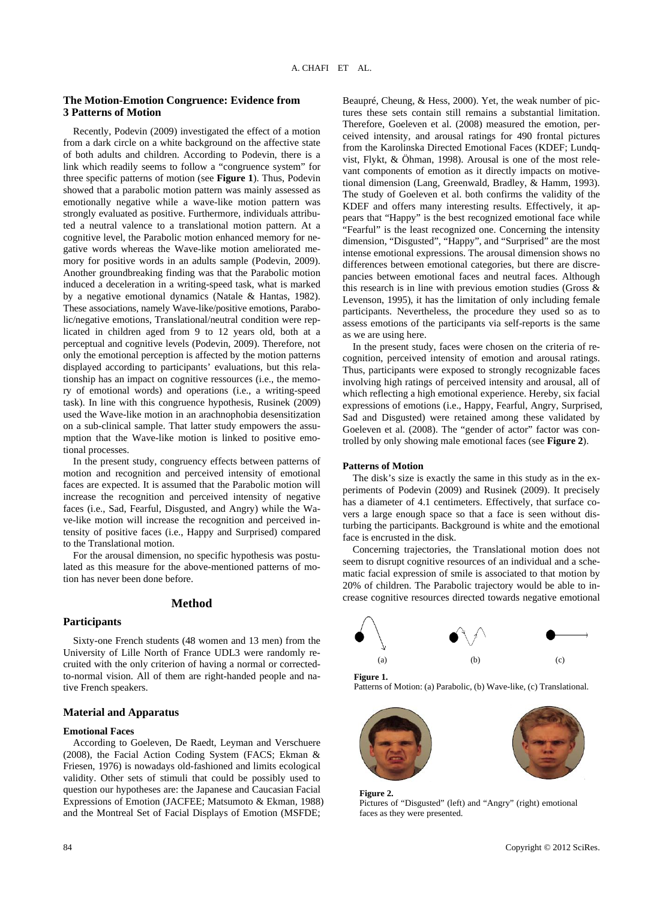### The Motion-Emotion Congruence: Evidence from 3 Patterns of Motion

Recently, Podevin (2009) investigated the effect of a motion from a dark circle on a white background on the affective state of both adults and children. According to Podevin, there is a link which readily seems to follow a "congruence system" for three specific patterns of motion (see **Figure 1**). Thus, Podevin showed that a parabolic motion pattern was mainly assessed as emotionally negative while a wave-like motion pattern was strongly evaluated as positive. Furthermore, individuals attributed a neutral valence to a translational motion pattern. At a cognitive level, the Parabolic motion enhanced memory for negative words whereas the Wave-like motion ameliorated memory for positive words in an adults sample (Podevin, 2009). Another groundbreaking finding was that the Parabolic motion induced a deceleration in a writing-speed task, what is marked by a negative emotional dynamics (Natale & Hantas, 1982). These associations, namely Wave-like/positive emotions, Parabolic/negative emotions, Translational/neutral condition were replicated in children aged from 9 to 12 years old, both at a perceptual and cognitive levels (Podevin, 2009). Therefore, not only the emotional perception is affected by the motion patterns displayed according to participants' evaluations, but this relationship has an impact on cognitive ressources (i.e., the memory of emotional words) and operations (i.e., a writing-speed task). In line with this congruence hypothesis, Rusinek (2009) used the Wave-like motion in an arachnophobia desensitization on a sub-clinical sample. That latter study empowers the assumption that the Wave-like motion is linked to positive emotional processes.

In the present study, congruency effects between patterns of motion and recognition and perceived intensity of emotional faces are expected. It is assumed that the Parabolic motion will increase the recognition and perceived intensity of negative faces (i.e., Sad, Fearful, Disgusted, and Angry) while the Wave-like motion will increase the recognition and perceived intensity of positive faces (i.e., Happy and Surprised) compared to the Translational motion.

For the arousal dimension, no specific hypothesis was postulated as this measure for the above-mentioned patterns of motion has never been done before.

## Method

### Participants

Sixty-one French students (48 women and 13 men) from the University of Lille North of France UDL3 were randomly recruited with the only criterion of having a normal or corrected-to-normal vision. All of them are right-handed people and native French speakers.

### Material and Apparatus

#### Emotional Faces

According to Goeleven, De Raedt, Leyman and Verschuere (2008), the Facial Action Coding System (FACS; Ekman & Friesen, 1976) is nowadays old-fashioned and limits ecological validity. Other sets of stimuli that could be possibly used to question our hypotheses are: the Japanese and Caucasian Facial Expressions of Emotion (JACFEE; Matsumoto & Ekman, 1988) and the Montreal Set of Facial Displays of Emotion (MSFDE; Beaupré, Cheung, & Hess, 2000). Yet, the weak number of pictures these sets contain still remains a substantial limitation. Therefore, Goeleven et al. (2008) measured the emotion, perceived intensity, and arousal ratings for 490 frontal pictures from the Karolinska Directed Emotional Faces (KDEF; Lundqvist, Flykt, & Öhman, 1998). Arousal is one of the most relevant components of emotion as it directly impacts on motivational dimension (Lang, Greenwald, Bradley, & Hamm, 1993). The study of Goeleven et al. both confirms the validity of the KDEF and offers many interesting results. Effectively, it appears that "Happy" is the best recognized emotional face while "Fearful" is the least recognized one. Concerning the intensity dimension, "Disgusted", "Happy", and "Surprised" are the most intense emotional expressions. The arousal dimension shows no differences between emotional categories, but there are discrepancies between emotional faces and neutral faces. Although this research is in line with previous emotion studies (Gross & Levenson, 1995), it has the limitation of only including female participants. Nevertheless, the procedure they used so as to assess emotions of the participants via self-reports is the same as we are using here.

In the present study, faces were chosen on the criteria of recognition, perceived intensity of emotion and arousal ratings. Thus, participants were exposed to strongly recognizable faces involving high ratings of perceived intensity and arousal, all of which reflecting a high emotional experience. Hereby, six facial expressions of emotions (i.e., Happy, Fearful, Angry, Surprised, Sad and Disgusted) were retained among these validated by Goeleven et al. (2008). The "gender of actor" factor was controlled by only showing male emotional faces (see **Figure 2**).

#### Patterns of Motion

The disk's size is exactly the same in this study as in the experiments of Podevin (2009) and Rusinek (2009). It precisely has a diameter of 4.1 centimeters. Effectively, that surface covers a large enough space so that a face is seen without disturbing the participants. Background is white and the emotional face is encrusted in the disk.

Concerning trajectories, the Translational motion does not seem to disrupt cognitive resources of an individual and a schematic facial expression of smile is associated to that motion by 20% of children. The Parabolic trajectory would be able to increase cognitive resources directed towards negative emotional

(a) (b) (c)

**Figure 1.**
Patterns of Motion: (a) Parabolic, (b) Wave-like, (c) Translational.

**Figure 2.**
Pictures of "Disgusted" (left) and "Angry" (right) emotional faces as they were presented.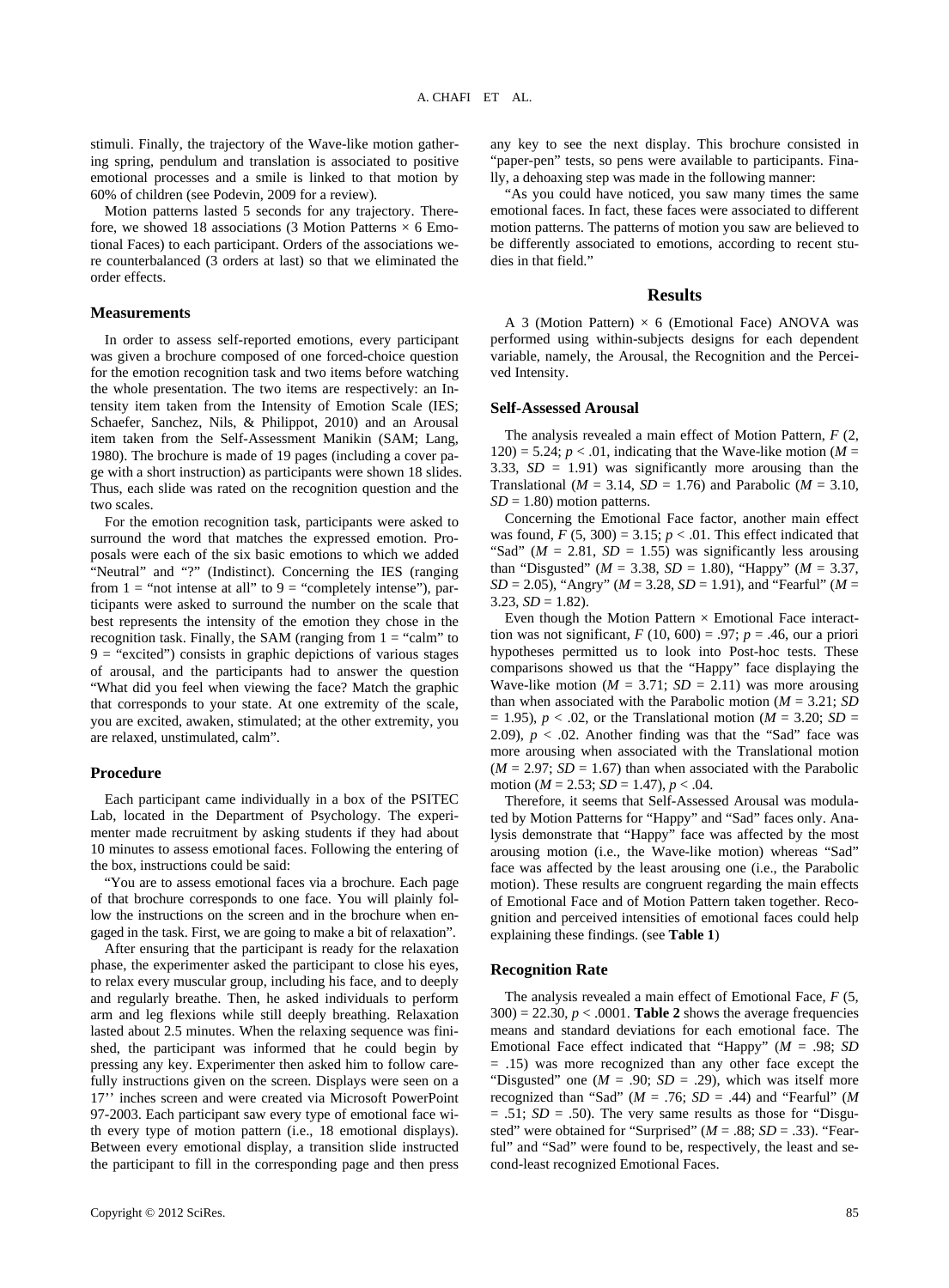stimuli. Finally, the trajectory of the Wave-like motion gathering spring, pendulum and translation is associated to positive emotional processes and a smile is linked to that motion by 60% of children (see Podevin, 2009 for a review).

Motion patterns lasted 5 seconds for any trajectory. Therefore, we showed 18 associations (3 Motion Patterns × 6 Emotional Faces) to each participant. Orders of the associations were counterbalanced (3 orders at last) so that we eliminated the order effects.

### Measurements

In order to assess self-reported emotions, every participant was given a brochure composed of one forced-choice question for the emotion recognition task and two items before watching the whole presentation. The two items are respectively: an Intensity item taken from the Intensity of Emotion Scale (IES; Schaefer, Sanchez, Nils, & Philippot, 2010) and an Arousal item taken from the Self-Assessment Manikin (SAM; Lang, 1980). The brochure is made of 19 pages (including a cover page with a short instruction) as participants were shown 18 slides. Thus, each slide was rated on the recognition question and the two scales.

For the emotion recognition task, participants were asked to surround the word that matches the expressed emotion. Proposals were each of the six basic emotions to which we added "Neutral" and "?" (Indistinct). Concerning the IES (ranging from 1 = "not intense at all" to 9 = "completely intense"), participants were asked to surround the number on the scale that best represents the intensity of the emotion they chose in the recognition task. Finally, the SAM (ranging from 1 = "calm" to 9 = "excited") consists in graphic depictions of various stages of arousal, and the participants had to answer the question "What did you feel when viewing the face? Match the graphic that corresponds to your state. At one extremity of the scale, you are excited, awaken, stimulated; at the other extremity, you are relaxed, unstimulated, calm".

### Procedure

Each participant came individually in a box of the PSITEC Lab, located in the Department of Psychology. The experimenter made recruitment by asking students if they had about 10 minutes to assess emotional faces. Following the entering of the box, instructions could be said:

"You are to assess emotional faces via a brochure. Each page of that brochure corresponds to one face. You will plainly follow the instructions on the screen and in the brochure when engaged in the task. First, we are going to make a bit of relaxation".

After ensuring that the participant is ready for the relaxation phase, the experimenter asked the participant to close his eyes, to relax every muscular group, including his face, and to deeply and regularly breathe. Then, he asked individuals to perform arm and leg flexions while still deeply breathing. Relaxation lasted about 2.5 minutes. When the relaxing sequence was finished, the participant was informed that he could begin by pressing any key. Experimenter then asked him to follow carefully instructions given on the screen. Displays were seen on a 17'' inches screen and were created via Microsoft PowerPoint 97-2003. Each participant saw every type of emotional face with every type of motion pattern (i.e., 18 emotional displays). Between every emotional display, a transition slide instructed the participant to fill in the corresponding page and then press any key to see the next display. This brochure consisted in "paper-pen" tests, so pens were available to participants. Finally, a dehoaxing step was made in the following manner:

"As you could have noticed, you saw many times the same emotional faces. In fact, these faces were associated to different motion patterns. The patterns of motion you saw are believed to be differently associated to emotions, according to recent studies in that field."

## Results

A 3 (Motion Pattern) × 6 (Emotional Face) ANOVA was performed using within-subjects designs for each dependent variable, namely, the Arousal, the Recognition and the Perceived Intensity.

### Self-Assessed Arousal

The analysis revealed a main effect of Motion Pattern, $F$ (2, 120) = 5.24; $p < .01$, indicating that the Wave-like motion ($M$ = 3.33, $SD$ = 1.91) was significantly more arousing than the Translational ($M$ = 3.14, $SD$ = 1.76) and Parabolic ($M$ = 3.10, $SD$ = 1.80) motion patterns.

Concerning the Emotional Face factor, another main effect was found, $F$ (5, 300) = 3.15; $p < .01$. This effect indicated that "Sad" ($M$ = 2.81, $SD$ = 1.55) was significantly less arousing than "Disgusted" ($M$ = 3.38, $SD$ = 1.80), "Happy" ($M$ = 3.37, $SD$ = 2.05), "Angry" ($M$ = 3.28, $SD$ = 1.91), and "Fearful" ($M$ = 3.23, $SD$ = 1.82).

Even though the Motion Pattern × Emotional Face interaction was not significant, $F$ (10, 600) = .97; $p$ = .46, our a priori hypotheses permitted us to look into Post-hoc tests. These comparisons showed us that the "Happy" face displaying the Wave-like motion ($M$ = 3.71; $SD$ = 2.11) was more arousing than when associated with the Parabolic motion ($M$ = 3.21; $SD$ = 1.95), $p < .02$, or the Translational motion ($M$ = 3.20; $SD$ = 2.09), $p < .02$. Another finding was that the "Sad" face was more arousing when associated with the Translational motion ($M$ = 2.97; $SD$ = 1.67) than when associated with the Parabolic motion ($M$ = 2.53; $SD$ = 1.47), $p < .04$.

Therefore, it seems that Self-Assessed Arousal was modulated by Motion Patterns for "Happy" and "Sad" faces only. Analysis demonstrate that "Happy" face was affected by the most arousing motion (i.e., the Wave-like motion) whereas "Sad" face was affected by the least arousing one (i.e., the Parabolic motion). These results are congruent regarding the main effects of Emotional Face and of Motion Pattern taken together. Recognition and perceived intensities of emotional faces could help explaining these findings. (see **Table 1**)

### Recognition Rate

The analysis revealed a main effect of Emotional Face, $F$ (5, 300) = 22.30, $p < .0001$. **Table 2** shows the average frequencies means and standard deviations for each emotional face. The Emotional Face effect indicated that "Happy" ($M$ = .98; $SD$ = .15) was more recognized than any other face except the "Disgusted" one ($M$ = .90; $SD$ = .29), which was itself more recognized than "Sad" ($M$ = .76; $SD$ = .44) and "Fearful" ($M$ = .51; $SD$ = .50). The very same results as those for "Disgusted" were obtained for "Surprised" ($M$ = .88; $SD$ = .33). "Fearful" and "Sad" were found to be, respectively, the least and second-least recognized Emotional Faces.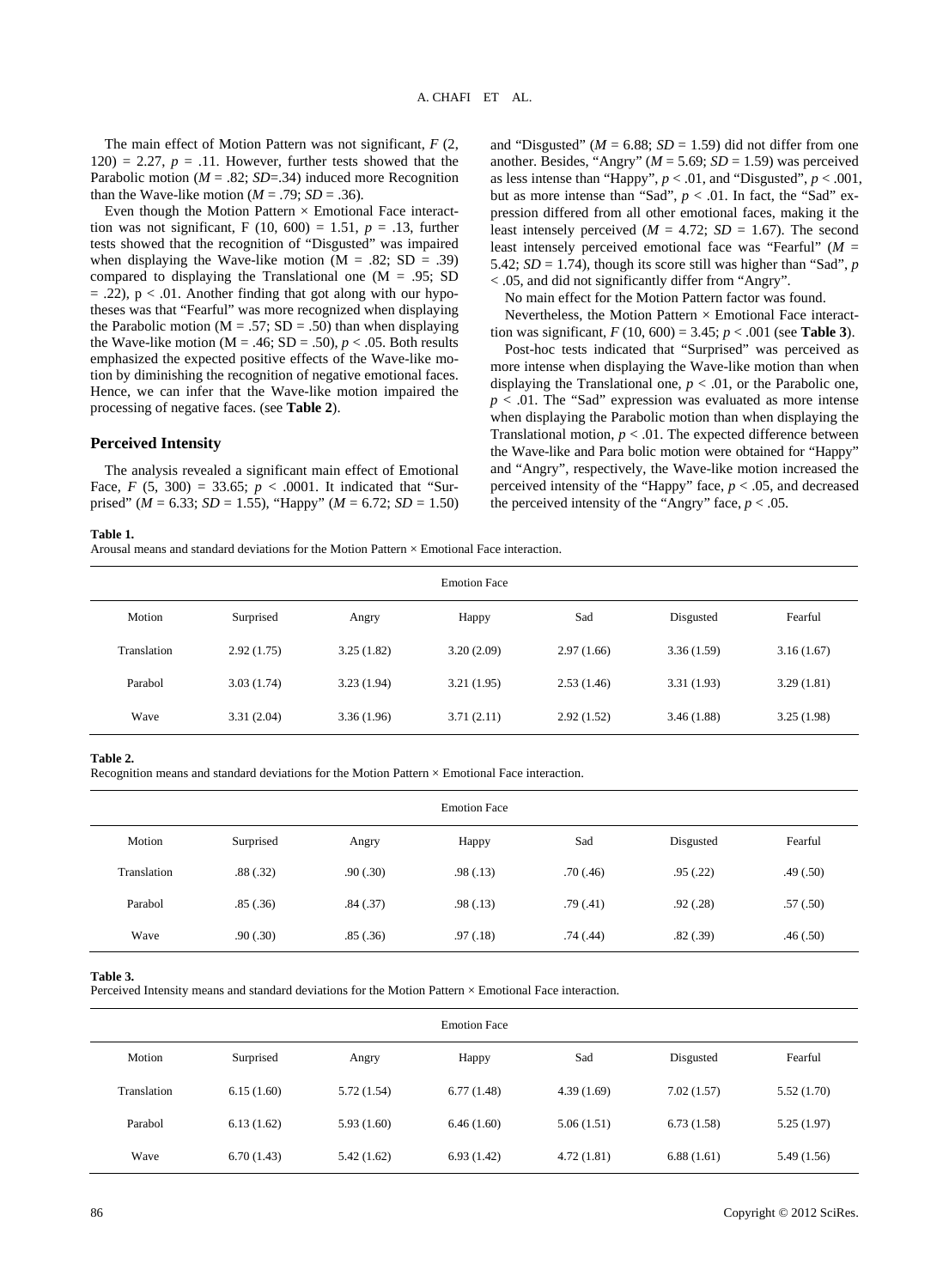The main effect of Motion Pattern was not significant, $F$ (2, 120) = 2.27, $p$ = .11. However, further tests showed that the Parabolic motion ($M$ = .82; $SD$=.34) induced more Recognition than the Wave-like motion ($M$ = .79; $SD$ = .36).

Even though the Motion Pattern × Emotional Face interaction was not significant, F (10, 600) = 1.51, $p$ = .13, further tests showed that the recognition of "Disgusted" was impaired when displaying the Wave-like motion (M = .82; SD = .39) compared to displaying the Translational one (M = .95; SD = .22), p < .01. Another finding that got along with our hypotheses was that "Fearful" was more recognized when displaying the Parabolic motion (M = .57; SD = .50) than when displaying the Wave-like motion (M = .46; SD = .50), $p$ < .05. Both results emphasized the expected positive effects of the Wave-like motion by diminishing the recognition of negative emotional faces. Hence, we can infer that the Wave-like motion impaired the processing of negative faces. (see **Table 2**).

### Perceived Intensity

The analysis revealed a significant main effect of Emotional Face, $F$ (5, 300) = 33.65; $p$ < .0001. It indicated that "Surprised" ($M$ = 6.33; $SD$ = 1.55), "Happy" ($M$ = 6.72; $SD$ = 1.50) and "Disgusted" ($M$ = 6.88; $SD$ = 1.59) did not differ from one another. Besides, "Angry" ($M$ = 5.69; $SD$ = 1.59) was perceived as less intense than "Happy", $p$ < .01, and "Disgusted", $p$ < .001, but as more intense than "Sad", $p$ < .01. In fact, the "Sad" expression differed from all other emotional faces, making it the least intensely perceived ($M$ = 4.72; $SD$ = 1.67). The second least intensely perceived emotional face was "Fearful" ($M$ = 5.42; $SD$ = 1.74), though its score still was higher than "Sad", $p$ < .05, and did not significantly differ from "Angry".

No main effect for the Motion Pattern factor was found.

Nevertheless, the Motion Pattern × Emotional Face interaction was significant, $F$ (10, 600) = 3.45; $p$ < .001 (see **Table 3**).

Post-hoc tests indicated that "Surprised" was perceived as more intense when displaying the Wave-like motion than when displaying the Translational one, $p$ < .01, or the Parabolic one, $p$ < .01. The "Sad" expression was evaluated as more intense when displaying the Parabolic motion than when displaying the Translational motion, $p$ < .01. The expected difference between the Wave-like and Para bolic motion were obtained for "Happy" and "Angry", respectively, the Wave-like motion increased the perceived intensity of the "Happy" face, $p$ < .05, and decreased the perceived intensity of the "Angry" face, $p$ < .05.

**Table 1.**
Arousal means and standard deviations for the Motion Pattern × Emotional Face interaction.

| | Emotion Face | | | | | |
|---|---|---|---|---|---|---|
| Motion | Surprised | Angry | Happy | Sad | Disgusted | Fearful |
| Translation | 2.92 (1.75) | 3.25 (1.82) | 3.20 (2.09) | 2.97 (1.66) | 3.36 (1.59) | 3.16 (1.67) |
| Parabol | 3.03 (1.74) | 3.23 (1.94) | 3.21 (1.95) | 2.53 (1.46) | 3.31 (1.93) | 3.29 (1.81) |
| Wave | 3.31 (2.04) | 3.36 (1.96) | 3.71 (2.11) | 2.92 (1.52) | 3.46 (1.88) | 3.25 (1.98) |

**Table 2.**
Recognition means and standard deviations for the Motion Pattern × Emotional Face interaction.

| | Emotion Face | | | | | |
|---|---|---|---|---|---|---|
| Motion | Surprised | Angry | Happy | Sad | Disgusted | Fearful |
| Translation | .88 (.32) | .90 (.30) | .98 (.13) | .70 (.46) | .95 (.22) | .49 (.50) |
| Parabol | .85 (.36) | .84 (.37) | .98 (.13) | .79 (.41) | .92 (.28) | .57 (.50) |
| Wave | .90 (.30) | .85 (.36) | .97 (.18) | .74 (.44) | .82 (.39) | .46 (.50) |

**Table 3.**
Perceived Intensity means and standard deviations for the Motion Pattern × Emotional Face interaction.

| | Emotion Face | | | | | |
|---|---|---|---|---|---|---|
| Motion | Surprised | Angry | Happy | Sad | Disgusted | Fearful |
| Translation | 6.15 (1.60) | 5.72 (1.54) | 6.77 (1.48) | 4.39 (1.69) | 7.02 (1.57) | 5.52 (1.70) |
| Parabol | 6.13 (1.62) | 5.93 (1.60) | 6.46 (1.60) | 5.06 (1.51) | 6.73 (1.58) | 5.25 (1.97) |
| Wave | 6.70 (1.43) | 5.42 (1.62) | 6.93 (1.42) | 4.72 (1.81) | 6.88 (1.61) | 5.49 (1.56) |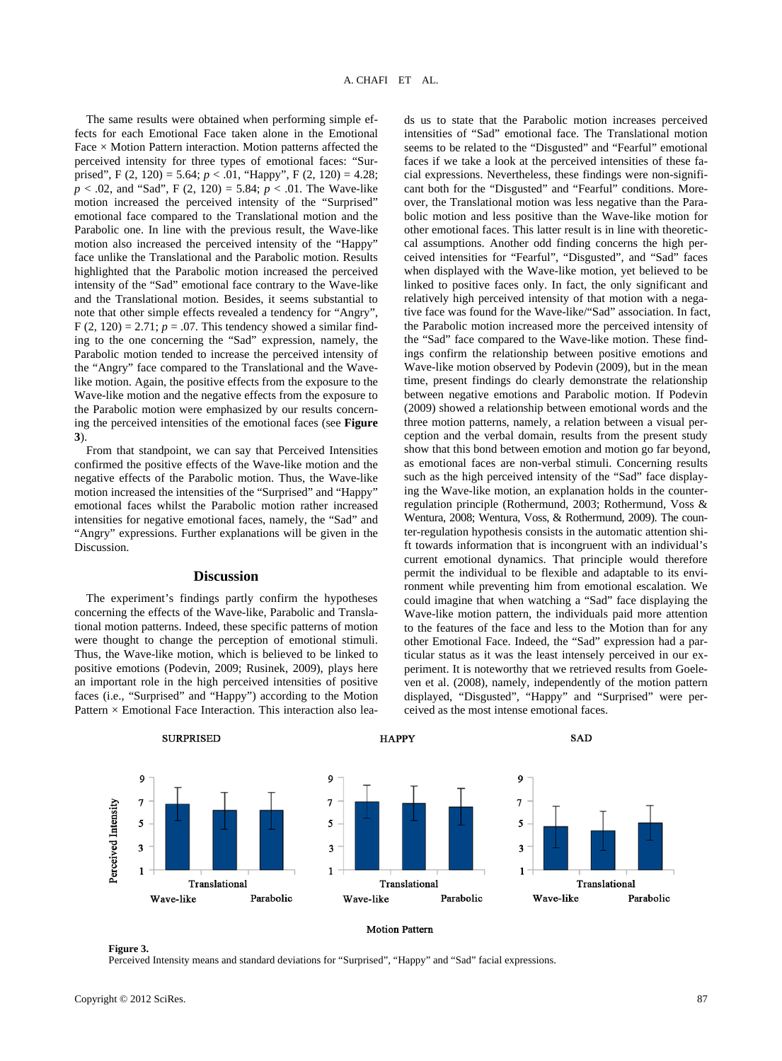The same results were obtained when performing simple effects for each Emotional Face taken alone in the Emotional Face × Motion Pattern interaction. Motion patterns affected the perceived intensity for three types of emotional faces: "Surprised", $F(2, 120) = 5.64$; $p < .01$, "Happy", $F(2, 120) = 4.28$; $p < .02$, and "Sad", $F(2, 120) = 5.84$; $p < .01$. The Wave-like motion increased the perceived intensity of the "Surprised" emotional face compared to the Translational motion and the Parabolic one. In line with the previous result, the Wave-like motion also increased the perceived intensity of the "Happy" face unlike the Translational and the Parabolic motion. Results highlighted that the Parabolic motion increased the perceived intensity of the "Sad" emotional face contrary to the Wave-like and the Translational motion. Besides, it seems substantial to note that other simple effects revealed a tendency for "Angry", $F(2, 120) = 2.71$; $p = .07$. This tendency showed a similar finding to the one concerning the "Sad" expression, namely, the Parabolic motion tended to increase the perceived intensity of the "Angry" face compared to the Translational and the Wave-like motion. Again, the positive effects from the exposure to the Wave-like motion and the negative effects from the exposure to the Parabolic motion were emphasized by our results concerning the perceived intensities of the emotional faces (see **Figure 3**).

From that standpoint, we can say that Perceived Intensities confirmed the positive effects of the Wave-like motion and the negative effects of the Parabolic motion. Thus, the Wave-like motion increased the intensities of the "Surprised" and "Happy" emotional faces whilst the Parabolic motion rather increased intensities for negative emotional faces, namely, the "Sad" and "Angry" expressions. Further explanations will be given in the Discussion.

## Discussion

The experiment's findings partly confirm the hypotheses concerning the effects of the Wave-like, Parabolic and Translational motion patterns. Indeed, these specific patterns of motion were thought to change the perception of emotional stimuli. Thus, the Wave-like motion, which is believed to be linked to positive emotions (Podevin, 2009; Rusinek, 2009), plays here an important role in the high perceived intensities of positive faces (i.e., "Surprised" and "Happy") according to the Motion Pattern × Emotional Face Interaction. This interaction also leads us to state that the Parabolic motion increases perceived intensities of "Sad" emotional face. The Translational motion seems to be related to the "Disgusted" and "Fearful" emotional faces if we take a look at the perceived intensities of these facial expressions. Nevertheless, these findings were non-significant both for the "Disgusted" and "Fearful" conditions. Moreover, the Translational motion was less negative than the Parabolic motion and less positive than the Wave-like motion for other emotional faces. This latter result is in line with theoretical assumptions. Another odd finding concerns the high perceived intensities for "Fearful", "Disgusted", and "Sad" faces when displayed with the Wave-like motion, yet believed to be linked to positive faces only. In fact, the only significant and relatively high perceived intensity of that motion with a negative face was found for the Wave-like/"Sad" association. In fact, the Parabolic motion increased more the perceived intensity of the "Sad" face compared to the Wave-like motion. These findings confirm the relationship between positive emotions and Wave-like motion observed by Podevin (2009), but in the mean time, present findings do clearly demonstrate the relationship between negative emotions and Parabolic motion. If Podevin (2009) showed a relationship between emotional words and the three motion patterns, namely, a relation between a visual perception and the verbal domain, results from the present study show that this bond between emotion and motion go far beyond, as emotional faces are non-verbal stimuli. Concerning results such as the high perceived intensity of the "Sad" face displaying the Wave-like motion, an explanation holds in the counter-regulation principle (Rothermund, 2003; Rothermund, Voss & Wentura, 2008; Wentura, Voss, & Rothermund, 2009). The counter-regulation hypothesis consists in the automatic attention shift towards information that is incongruent with an individual's current emotional dynamics. That principle would therefore permit the individual to be flexible and adaptable to its environment while preventing him from emotional escalation. We could imagine that when watching a "Sad" face displaying the Wave-like motion pattern, the individuals paid more attention to the features of the face and less to the Motion than for any other Emotional Face. Indeed, the "Sad" expression had a particular status as it was the least intensely perceived in our experiment. It is noteworthy that we retrieved results from Goeleven et al. (2008), namely, independently of the motion pattern displayed, "Disgusted", "Happy" and "Surprised" were perceived as the most intense emotional faces.

**Figure 3.**
Perceived Intensity means and standard deviations for "Surprised", "Happy" and "Sad" facial expressions.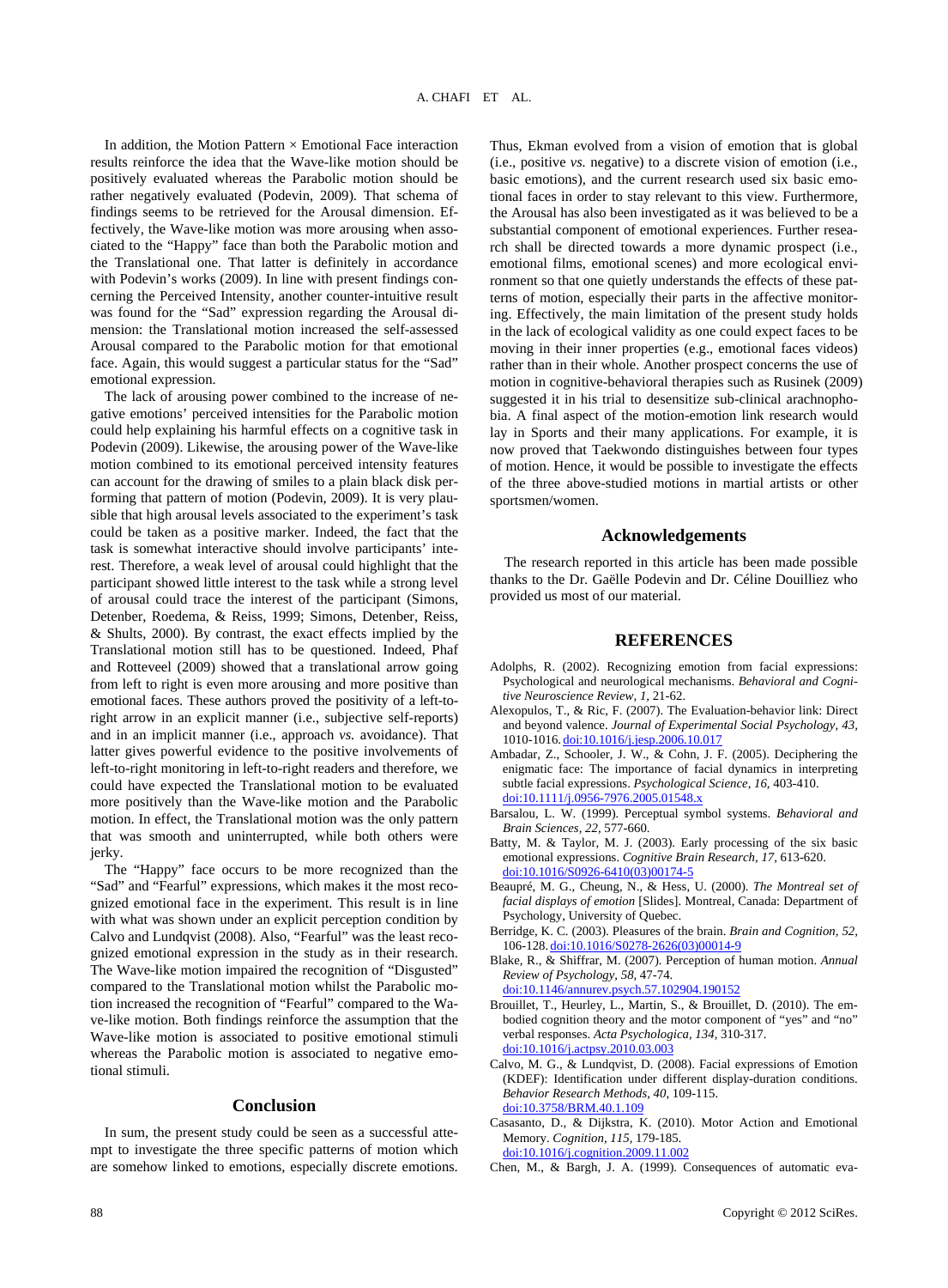In addition, the Motion Pattern × Emotional Face interaction results reinforce the idea that the Wave-like motion should be positively evaluated whereas the Parabolic motion should be rather negatively evaluated (Podevin, 2009). That schema of findings seems to be retrieved for the Arousal dimension. Effectively, the Wave-like motion was more arousing when associated to the "Happy" face than both the Parabolic motion and the Translational one. That latter is definitely in accordance with Podevin's works (2009). In line with present findings concerning the Perceived Intensity, another counter-intuitive result was found for the "Sad" expression regarding the Arousal dimension: the Translational motion increased the self-assessed Arousal compared to the Parabolic motion for that emotional face. Again, this would suggest a particular status for the "Sad" emotional expression.

The lack of arousing power combined to the increase of negative emotions' perceived intensities for the Parabolic motion could help explaining his harmful effects on a cognitive task in Podevin (2009). Likewise, the arousing power of the Wave-like motion combined to its emotional perceived intensity features can account for the drawing of smiles to a plain black disk performing that pattern of motion (Podevin, 2009). It is very plausible that high arousal levels associated to the experiment's task could be taken as a positive marker. Indeed, the fact that the task is somewhat interactive should involve participants' interest. Therefore, a weak level of arousal could highlight that the participant showed little interest to the task while a strong level of arousal could trace the interest of the participant (Simons, Detenber, Roedema, & Reiss, 1999; Simons, Detenber, Reiss, & Shults, 2000). By contrast, the exact effects implied by the Translational motion still has to be questioned. Indeed, Phaf and Rotteveel (2009) showed that a translational arrow going from left to right is even more arousing and more positive than emotional faces. These authors proved the positivity of a left-to-right arrow in an explicit manner (i.e., subjective self-reports) and in an implicit manner (i.e., approach *vs.* avoidance). That latter gives powerful evidence to the positive involvements of left-to-right monitoring in left-to-right readers and therefore, we could have expected the Translational motion to be evaluated more positively than the Wave-like motion and the Parabolic motion. In effect, the Translational motion was the only pattern that was smooth and uninterrupted, while both others were jerky.

The "Happy" face occurs to be more recognized than the "Sad" and "Fearful" expressions, which makes it the most recognized emotional face in the experiment. This result is in line with what was shown under an explicit perception condition by Calvo and Lundqvist (2008). Also, "Fearful" was the least recognized emotional expression in the study as in their research. The Wave-like motion impaired the recognition of "Disgusted" compared to the Translational motion whilst the Parabolic motion increased the recognition of "Fearful" compared to the Wave-like motion. Both findings reinforce the assumption that the Wave-like motion is associated to positive emotional stimuli whereas the Parabolic motion is associated to negative emotional stimuli.

## Conclusion

In sum, the present study could be seen as a successful attempt to investigate the three specific patterns of motion which are somehow linked to emotions, especially discrete emotions. Thus, Ekman evolved from a vision of emotion that is global (i.e., positive *vs.* negative) to a discrete vision of emotion (i.e., basic emotions), and the current research used six basic emotional faces in order to stay relevant to this view. Furthermore, the Arousal has also been investigated as it was believed to be a substantial component of emotional experiences. Further research shall be directed towards a more dynamic prospect (i.e., emotional films, emotional scenes) and more ecological environment so that one quietly understands the effects of these patterns of motion, especially their parts in the affective monitoring. Effectively, the main limitation of the present study holds in the lack of ecological validity as one could expect faces to be moving in their inner properties (e.g., emotional faces videos) rather than in their whole. Another prospect concerns the use of motion in cognitive-behavioral therapies such as Rusinek (2009) suggested it in his trial to desensitize sub-clinical arachnophobia. A final aspect of the motion-emotion link research would lay in Sports and their many applications. For example, it is now proved that Taekwondo distinguishes between four types of motion. Hence, it would be possible to investigate the effects of the three above-studied motions in martial artists or other sportsmen/women.

## Acknowledgements

The research reported in this article has been made possible thanks to the Dr. Gaëlle Podevin and Dr. Céline Douilliez who provided us most of our material.

## REFERENCES

Adolphs, R. (2002). Recognizing emotion from facial expressions: Psychological and neurological mechanisms. *Behavioral and Cognitive Neuroscience Review, 1,* 21-62.

Alexopulos, T., & Ric, F. (2007). The Evaluation-behavior link: Direct and beyond valence. *Journal of Experimental Social Psychology, 43,* 1010-1016. doi:10.1016/j.jesp.2006.10.017

Ambadar, Z., Schooler, J. W., & Cohn, J. F. (2005). Deciphering the enigmatic face: The importance of facial dynamics in interpreting subtle facial expressions. *Psychological Science, 16,* 403-410. doi:10.1111/j.0956-7976.2005.01548.x

Barsalou, L. W. (1999). Perceptual symbol systems. *Behavioral and Brain Sciences, 22,* 577-660.

Batty, M. & Taylor, M. J. (2003). Early processing of the six basic emotional expressions. *Cognitive Brain Research, 17,* 613-620. doi:10.1016/S0926-6410(03)00174-5

Beaupré, M. G., Cheung, N., & Hess, U. (2000). *The Montreal set of facial displays of emotion* [Slides]. Montreal, Canada: Department of Psychology, University of Quebec.

Berridge, K. C. (2003). Pleasures of the brain. *Brain and Cognition, 52,* 106-128. doi:10.1016/S0278-2626(03)00014-9

Blake, R., & Shiffrar, M. (2007). Perception of human motion. *Annual Review of Psychology, 58,* 47-74. doi:10.1146/annurev.psych.57.102904.190152

Brouillet, T., Heurley, L., Martin, S., & Brouillet, D. (2010). The embodied cognition theory and the motor component of "yes" and "no" verbal responses. *Acta Psychologica, 134,* 310-317. doi:10.1016/j.actpsy.2010.03.003

Calvo, M. G., & Lundqvist, D. (2008). Facial expressions of Emotion (KDEF): Identification under different display-duration conditions. *Behavior Research Methods, 40,* 109-115. doi:10.3758/BRM.40.1.109

Casasanto, D., & Dijkstra, K. (2010). Motor Action and Emotional Memory. *Cognition, 115,* 179-185. doi:10.1016/j.cognition.2009.11.002

Chen, M., & Bargh, J. A. (1999). Consequences of automatic eva-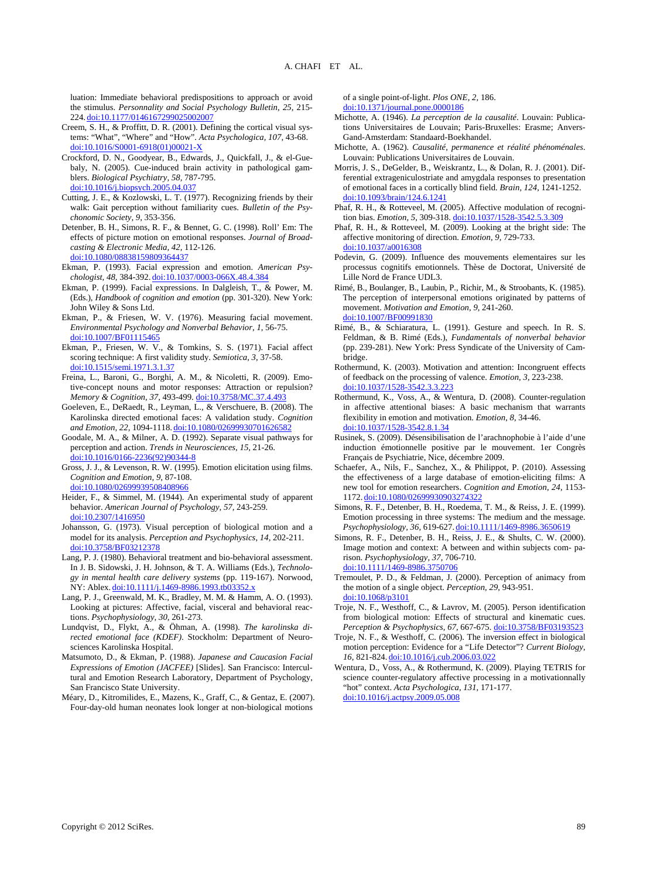luation: Immediate behavioral predispositions to approach or avoid the stimulus. *Personnality and Social Psychology Bulletin, 25,* 215-224. doi:10.1177/0146167299025002007

Creem, S. H., & Proffitt, D. R. (2001). Defining the cortical visual systems: "What", "Where" and "How". *Acta Psychologica, 107,* 43-68. doi:10.1016/S0001-6918(01)00021-X

Crockford, D. N., Goodyear, B., Edwards, J., Quickfall, J., & el-Guebaly, N. (2005). Cue-induced brain activity in pathological gamblers. *Biological Psychiatry, 58,* 787-795. doi:10.1016/j.biopsych.2005.04.037

Cutting, J. E., & Kozlowski, L. T. (1977). Recognizing friends by their walk: Gait perception without familiarity cues. *Bulletin of the Psychonomic Society, 9,* 353-356.

Detenber, B. H., Simons, R. F., & Bennet, G. C. (1998). Roll' Em: The effects of picture motion on emotional responses. *Journal of Broadcasting & Electronic Media, 42,* 112-126. doi:10.1080/08838159809364437

Ekman, P. (1993). Facial expression and emotion. *American Psychologist, 48,* 384-392. doi:10.1037/0003-066X.48.4.384

Ekman, P. (1999). Facial expressions. In Dalgleish, T., & Power, M. (Eds.), *Handbook of cognition and emotion* (pp. 301-320). New York: John Wiley & Sons Ltd.

Ekman, P., & Friesen, W. V. (1976). Measuring facial movement. *Environmental Psychology and Nonverbal Behavior, 1,* 56-75. doi:10.1007/BF01115465

Ekman, P., Friesen, W. V., & Tomkins, S. S. (1971). Facial affect scoring technique: A first validity study. *Semiotica, 3,* 37-58. doi:10.1515/semi.1971.3.1.37

Freina, L., Baroni, G., Borghi, A. M., & Nicoletti, R. (2009). Emotive-concept nouns and motor responses: Attraction or repulsion? *Memory & Cognition, 37,* 493-499. doi:10.3758/MC.37.4.493

Goeleven, E., DeRaedt, R., Leyman, L., & Verschuere, B. (2008). The Karolinska directed emotional faces: A validation study. *Cognition and Emotion, 22,* 1094-1118. doi:10.1080/02699930701626582

Goodale, M. A., & Milner, A. D. (1992). Separate visual pathways for perception and action. *Trends in Neurosciences, 15,* 21-26. doi:10.1016/0166-2236(92)90344-8

Gross, J. J., & Levenson, R. W. (1995). Emotion elicitation using films. *Cognition and Emotion, 9,* 87-108. doi:10.1080/02699939508408966

Heider, F., & Simmel, M. (1944). An experimental study of apparent behavior. *American Journal of Psychology, 57,* 243-259. doi:10.2307/1416950

Johansson, G. (1973). Visual perception of biological motion and a model for its analysis. *Perception and Psychophysics, 14,* 202-211. doi:10.3758/BF03212378

Lang, P. J. (1980). Behavioral treatment and bio-behavioral assessment. In J. B. Sidowski, J. H. Johnson, & T. A. Williams (Eds.), *Technology in mental health care delivery systems* (pp. 119-167). Norwood, NY: Ablex. doi:10.1111/j.1469-8986.1993.tb03352.x

Lang, P. J., Greenwald, M. K., Bradley, M. M. & Hamm, A. O. (1993). Looking at pictures: Affective, facial, visceral and behavioral reactions. *Psychophysiology, 30,* 261-273.

Lundqvist, D., Flykt, A., & Öhman, A. (1998). *The karolinska directed emotional face (KDEF)*. Stockholm: Department of Neurosciences Karolinska Hospital.

Matsumoto, D., & Ekman, P. (1988). *Japanese and Caucasian Facial Expressions of Emotion (JACFEE)* [Slides]. San Francisco: Intercultural and Emotion Research Laboratory, Department of Psychology, San Francisco State University.

Méary, D., Kitromilides, E., Mazens, K., Graff, C., & Gentaz, E. (2007). Four-day-old human neonates look longer at non-biological motions of a single point-of-light. *Plos ONE, 2,* 186. doi:10.1371/journal.pone.0000186

Michotte, A. (1946). *La perception de la causalité*. Louvain: Publications Universitaires de Louvain; Paris-Bruxelles: Erasme; Anvers-Gand-Amsterdam: Standaard-Boekhandel.

Michotte, A. (1962). *Causalité, permanence et réalité phénoménales*. Louvain: Publications Universitaires de Louvain.

Morris, J. S., DeGelder, B., Weiskrantz, L., & Dolan, R. J. (2001). Differential extrageniculostriate and amygdala responses to presentation of emotional faces in a cortically blind field. *Brain, 124,* 1241-1252. doi:10.1093/brain/124.6.1241

Phaf, R. H., & Rotteveel, M. (2005). Affective modulation of recognition bias. *Emotion, 5,* 309-318. doi:10.1037/1528-3542.5.3.309

Phaf, R. H., & Rotteveel, M. (2009). Looking at the bright side: The affective monitoring of direction. *Emotion, 9,* 729-733. doi:10.1037/a0016308

Podevin, G. (2009). Influence des mouvements elementaires sur les processus cognitifs emotionnels. Thèse de Doctorat, Université de Lille Nord de France UDL3.

Rimé, B., Boulanger, B., Laubin, P., Richir, M., & Stroobants, K. (1985). The perception of interpersonal emotions originated by patterns of movement. *Motivation and Emotion, 9,* 241-260. doi:10.1007/BF00991830

Rimé, B., & Schiaratura, L. (1991). Gesture and speech. In R. S. Feldman, & B. Rimé (Eds.), *Fundamentals of nonverbal behavior* (pp. 239-281). New York: Press Syndicate of the University of Cambridge.

Rothermund, K. (2003). Motivation and attention: Incongruent effects of feedback on the processing of valence. *Emotion, 3,* 223-238. doi:10.1037/1528-3542.3.3.223

Rothermund, K., Voss, A., & Wentura, D. (2008). Counter-regulation in affective attentional biases: A basic mechanism that warrants flexibility in emotion and motivation. *Emotion, 8,* 34-46. doi:10.1037/1528-3542.8.1.34

Rusinek, S. (2009). Désensibilisation de l'arachnophobie à l'aide d'une induction émotionnelle positive par le mouvement. 1er Congrès Français de Psychiatrie, Nice, décembre 2009.

Schaefer, A., Nils, F., Sanchez, X., & Philippot, P. (2010). Assessing the effectiveness of a large database of emotion-eliciting films: A new tool for emotion researchers. *Cognition and Emotion, 24,* 1153-1172. doi:10.1080/02699930903274322

Simons, R. F., Detenber, B. H., Roedema, T. M., & Reiss, J. E. (1999). Emotion processing in three systems: The medium and the message. *Psychophysiology, 36,* 619-627. doi:10.1111/1469-8986.3650619

Simons, R. F., Detenber, B. H., Reiss, J. E., & Shults, C. W. (2000). Image motion and context: A between and within subjects com- parison. *Psychophysiology, 37,* 706-710. doi:10.1111/1469-8986.3750706

Tremoulet, P. D., & Feldman, J. (2000). Perception of animacy from the motion of a single object. *Perception, 29,* 943-951. doi:10.1068/p3101

Troje, N. F., Westhoff, C., & Lavrov, M. (2005). Person identification from biological motion: Effects of structural and kinematic cues. *Perception & Psychophysics, 67,* 667-675. doi:10.3758/BF03193523

Troje, N. F., & Westhoff, C. (2006). The inversion effect in biological motion perception: Evidence for a "Life Detector"? *Current Biology, 16,* 821-824. doi:10.1016/j.cub.2006.03.022

Wentura, D., Voss, A., & Rothermund, K. (2009). Playing TETRIS for science counter-regulatory affective processing in a motivationnally "hot" context. *Acta Psychologica, 131,* 171-177. doi:10.1016/j.actpsy.2009.05.008